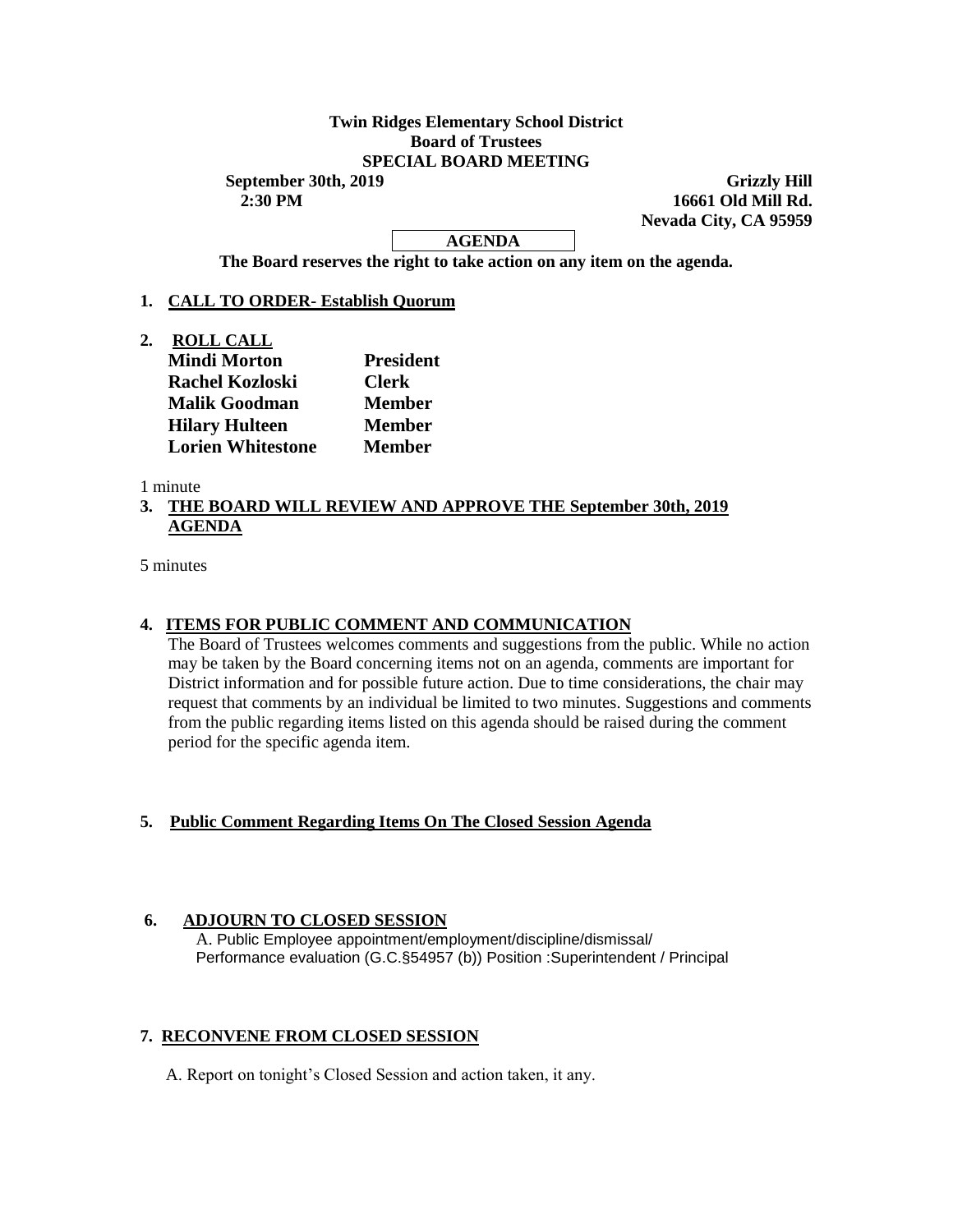**Twin Ridges Elementary School District**
**Board of Trustees**
**SPECIAL BOARD MEETING**

**September 30th, 2019**
**2:30 PM**

**Grizzly Hill**
**16661 Old Mill Rd.**
**Nevada City, CA 95959**

**AGENDA**

**The Board reserves the right to take action on any item on the agenda.**

1. **CALL TO ORDER- Establish Quorum**

2. **ROLL CALL**

| | |
|---|---|
| **Mindi Morton** | **President** |
| **Rachel Kozloski** | **Clerk** |
| **Malik Goodman** | **Member** |
| **Hilary Hulteen** | **Member** |
| **Lorien Whitestone** | **Member** |

1 minute

3. **THE BOARD WILL REVIEW AND APPROVE THE September 30th, 2019 AGENDA**

5 minutes

4. **ITEMS FOR PUBLIC COMMENT AND COMMUNICATION**

   The Board of Trustees welcomes comments and suggestions from the public. While no action may be taken by the Board concerning items not on an agenda, comments are important for District information and for possible future action. Due to time considerations, the chair may request that comments by an individual be limited to two minutes. Suggestions and comments from the public regarding items listed on this agenda should be raised during the comment period for the specific agenda item.

5. **Public Comment Regarding Items On The Closed Session Agenda**

6. **ADJOURN TO CLOSED SESSION**

   A. Public Employee appointment/employment/discipline/dismissal/ Performance evaluation (G.C.§54957 (b)) Position :Superintendent / Principal

7. **RECONVENE FROM CLOSED SESSION**

   A. Report on tonight's Closed Session and action taken, it any.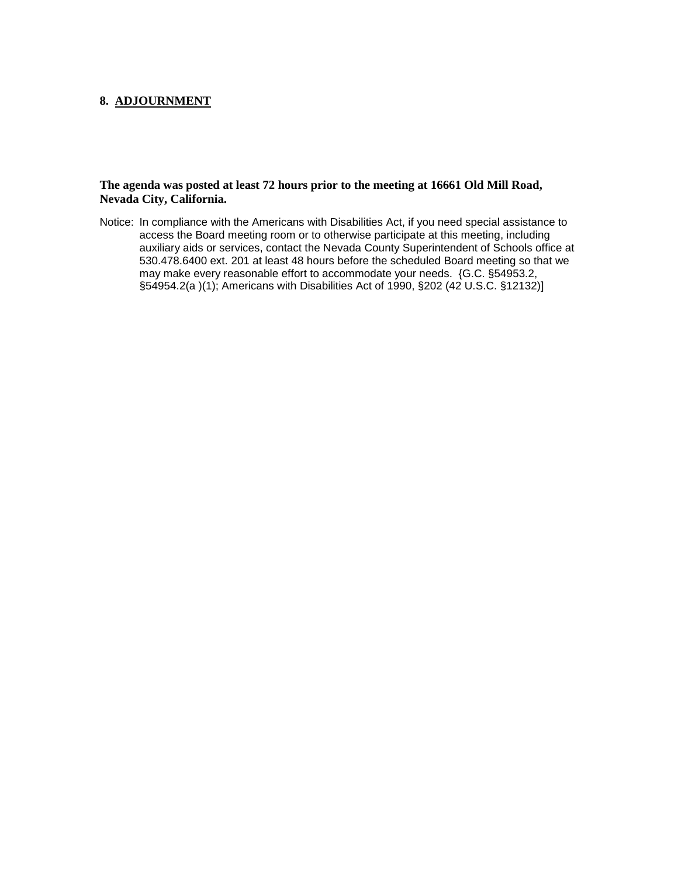## 8. ADJOURNMENT

**The agenda was posted at least 72 hours prior to the meeting at 16661 Old Mill Road, Nevada City, California.**

Notice: In compliance with the Americans with Disabilities Act, if you need special assistance to access the Board meeting room or to otherwise participate at this meeting, including auxiliary aids or services, contact the Nevada County Superintendent of Schools office at 530.478.6400 ext. 201 at least 48 hours before the scheduled Board meeting so that we may make every reasonable effort to accommodate your needs. {G.C. §54953.2, §54954.2(a )(1); Americans with Disabilities Act of 1990, §202 (42 U.S.C. §12132)]